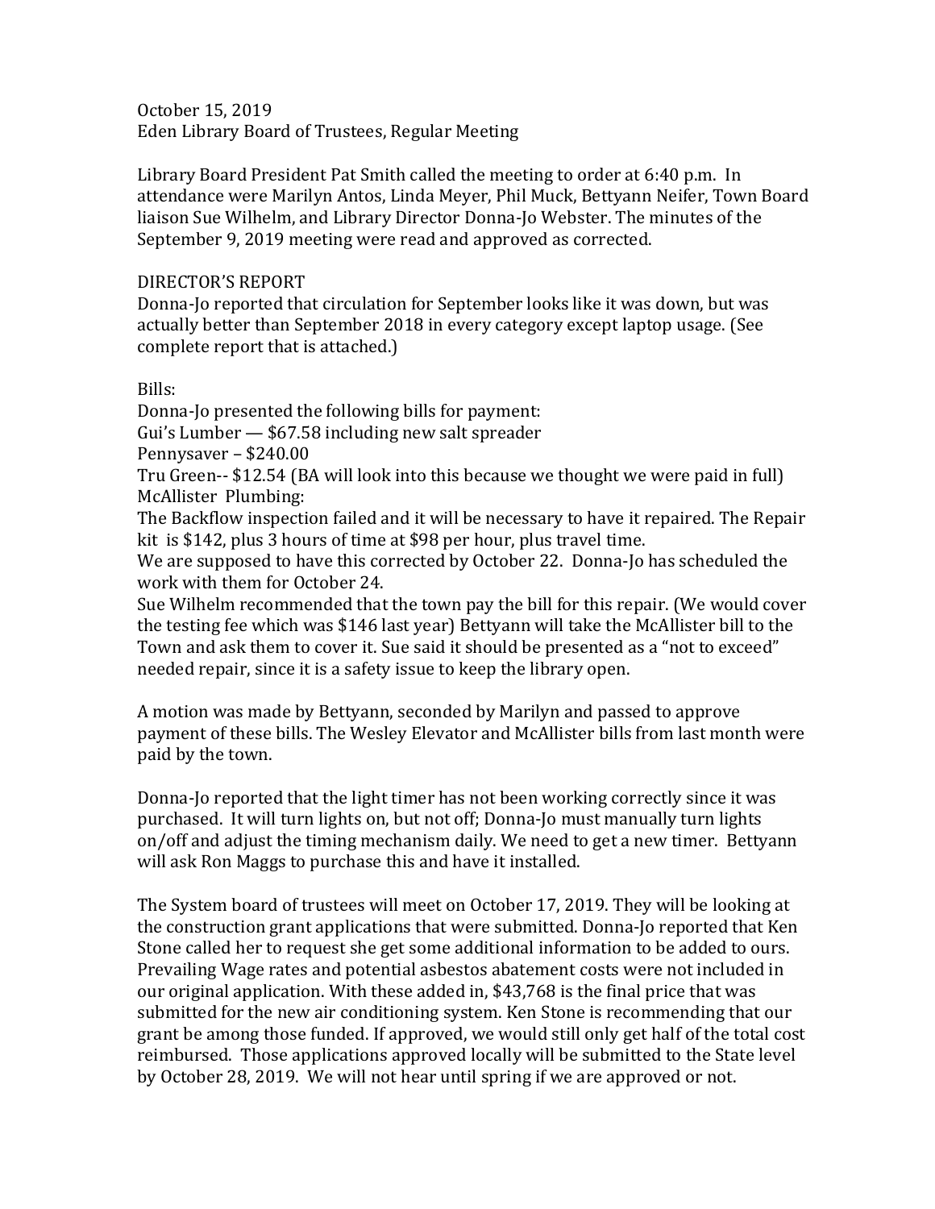October 15, 2019
Eden Library Board of Trustees, Regular Meeting

Library Board President Pat Smith called the meeting to order at 6:40 p.m. In attendance were Marilyn Antos, Linda Meyer, Phil Muck, Bettyann Neifer, Town Board liaison Sue Wilhelm, and Library Director Donna-Jo Webster. The minutes of the September 9, 2019 meeting were read and approved as corrected.

DIRECTOR'S REPORT

Donna-Jo reported that circulation for September looks like it was down, but was actually better than September 2018 in every category except laptop usage. (See complete report that is attached.)

Bills:

Donna-Jo presented the following bills for payment:

Gui's Lumber — $67.58 including new salt spreader

Pennysaver – $240.00

Tru Green-- $12.54 (BA will look into this because we thought we were paid in full)

McAllister Plumbing:

The Backflow inspection failed and it will be necessary to have it repaired. The Repair kit is $142, plus 3 hours of time at $98 per hour, plus travel time.

We are supposed to have this corrected by October 22. Donna-Jo has scheduled the work with them for October 24.

Sue Wilhelm recommended that the town pay the bill for this repair. (We would cover the testing fee which was $146 last year) Bettyann will take the McAllister bill to the Town and ask them to cover it. Sue said it should be presented as a "not to exceed" needed repair, since it is a safety issue to keep the library open.

A motion was made by Bettyann, seconded by Marilyn and passed to approve payment of these bills. The Wesley Elevator and McAllister bills from last month were paid by the town.

Donna-Jo reported that the light timer has not been working correctly since it was purchased. It will turn lights on, but not off; Donna-Jo must manually turn lights on/off and adjust the timing mechanism daily. We need to get a new timer. Bettyann will ask Ron Maggs to purchase this and have it installed.

The System board of trustees will meet on October 17, 2019. They will be looking at the construction grant applications that were submitted. Donna-Jo reported that Ken Stone called her to request she get some additional information to be added to ours. Prevailing Wage rates and potential asbestos abatement costs were not included in our original application. With these added in, $43,768 is the final price that was submitted for the new air conditioning system. Ken Stone is recommending that our grant be among those funded. If approved, we would still only get half of the total cost reimbursed. Those applications approved locally will be submitted to the State level by October 28, 2019. We will not hear until spring if we are approved or not.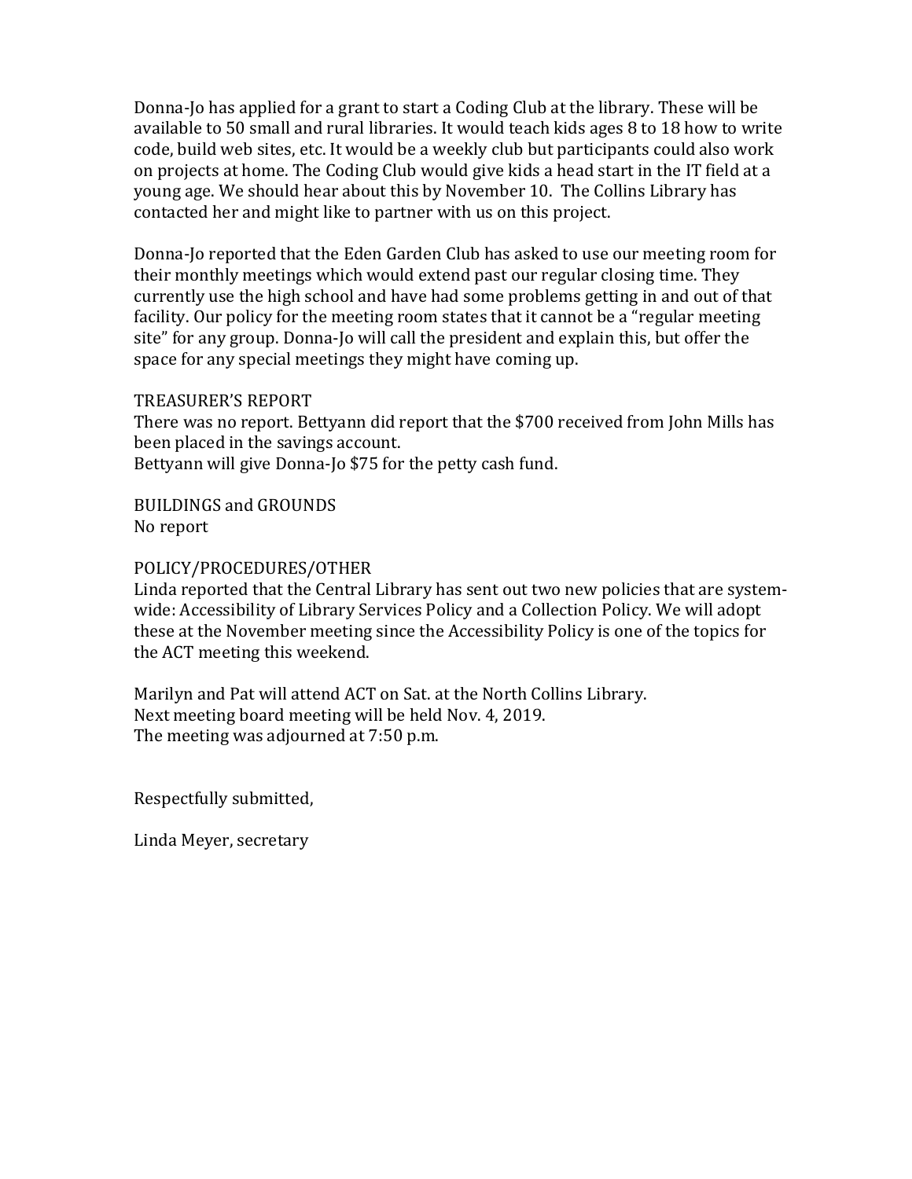Donna-Jo has applied for a grant to start a Coding Club at the library. These will be available to 50 small and rural libraries. It would teach kids ages 8 to 18 how to write code, build web sites, etc. It would be a weekly club but participants could also work on projects at home. The Coding Club would give kids a head start in the IT field at a young age. We should hear about this by November 10. The Collins Library has contacted her and might like to partner with us on this project.

Donna-Jo reported that the Eden Garden Club has asked to use our meeting room for their monthly meetings which would extend past our regular closing time. They currently use the high school and have had some problems getting in and out of that facility. Our policy for the meeting room states that it cannot be a "regular meeting site" for any group. Donna-Jo will call the president and explain this, but offer the space for any special meetings they might have coming up.

TREASURER'S REPORT
There was no report. Bettyann did report that the $700 received from John Mills has been placed in the savings account.
Bettyann will give Donna-Jo $75 for the petty cash fund.

BUILDINGS and GROUNDS
No report

POLICY/PROCEDURES/OTHER
Linda reported that the Central Library has sent out two new policies that are system-wide: Accessibility of Library Services Policy and a Collection Policy. We will adopt these at the November meeting since the Accessibility Policy is one of the topics for the ACT meeting this weekend.

Marilyn and Pat will attend ACT on Sat. at the North Collins Library.
Next meeting board meeting will be held Nov. 4, 2019.
The meeting was adjourned at 7:50 p.m.

Respectfully submitted,

Linda Meyer, secretary